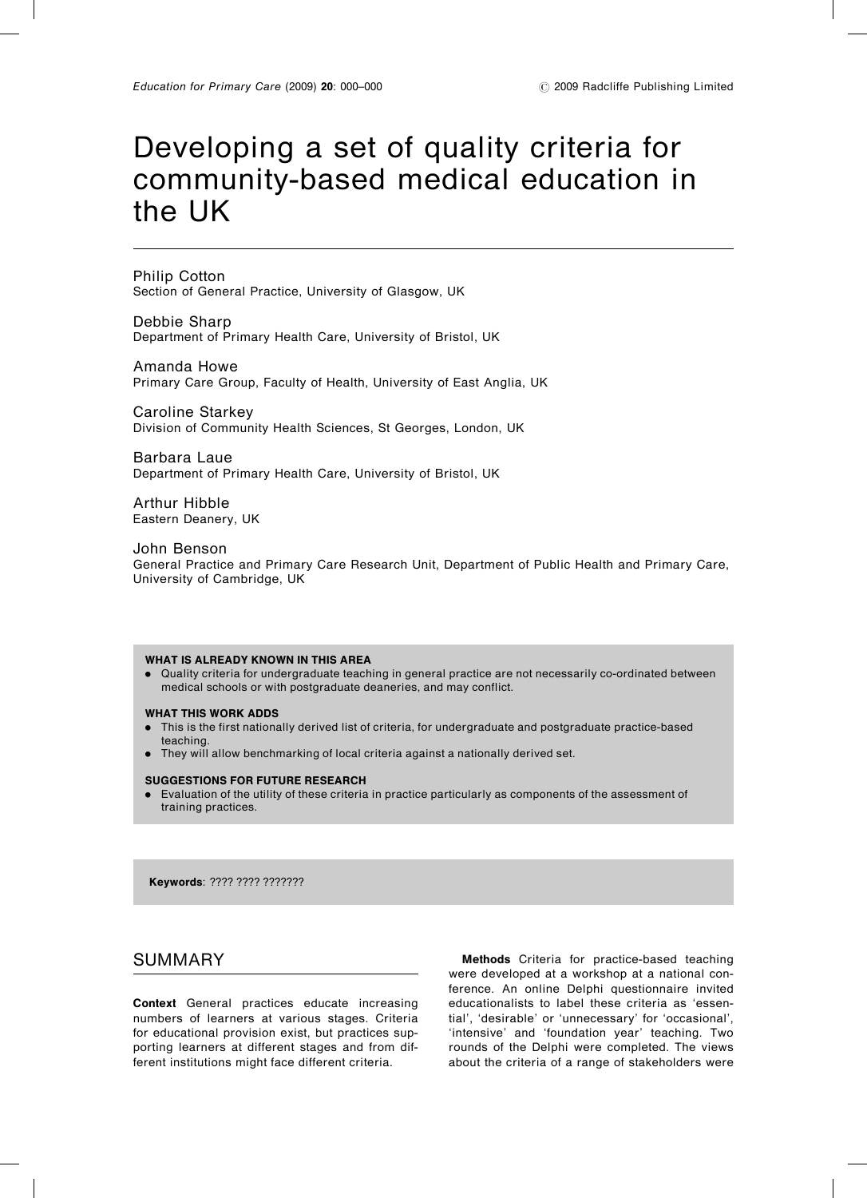# Developing a set of quality criteria for community-based medical education in the UK

Philip Cotton
Section of General Practice, University of Glasgow, UK

Debbie Sharp
Department of Primary Health Care, University of Bristol, UK

Amanda Howe
Primary Care Group, Faculty of Health, University of East Anglia, UK

Caroline Starkey
Division of Community Health Sciences, St Georges, London, UK

Barbara Laue
Department of Primary Health Care, University of Bristol, UK

Arthur Hibble
Eastern Deanery, UK

John Benson
General Practice and Primary Care Research Unit, Department of Public Health and Primary Care, University of Cambridge, UK

**WHAT IS ALREADY KNOWN IN THIS AREA**

- Quality criteria for undergraduate teaching in general practice are not necessarily co-ordinated between medical schools or with postgraduate deaneries, and may conflict.

**WHAT THIS WORK ADDS**

- This is the first nationally derived list of criteria, for undergraduate and postgraduate practice-based teaching.
- They will allow benchmarking of local criteria against a nationally derived set.

**SUGGESTIONS FOR FUTURE RESEARCH**

- Evaluation of the utility of these criteria in practice particularly as components of the assessment of training practices.

**Keywords**: ???? ???? ???????

## SUMMARY

**Context** General practices educate increasing numbers of learners at various stages. Criteria for educational provision exist, but practices supporting learners at different stages and from different institutions might face different criteria.

**Methods** Criteria for practice-based teaching were developed at a workshop at a national conference. An online Delphi questionnaire invited educationalists to label these criteria as 'essential', 'desirable' or 'unnecessary' for 'occasional', 'intensive' and 'foundation year' teaching. Two rounds of the Delphi were completed. The views about the criteria of a range of stakeholders were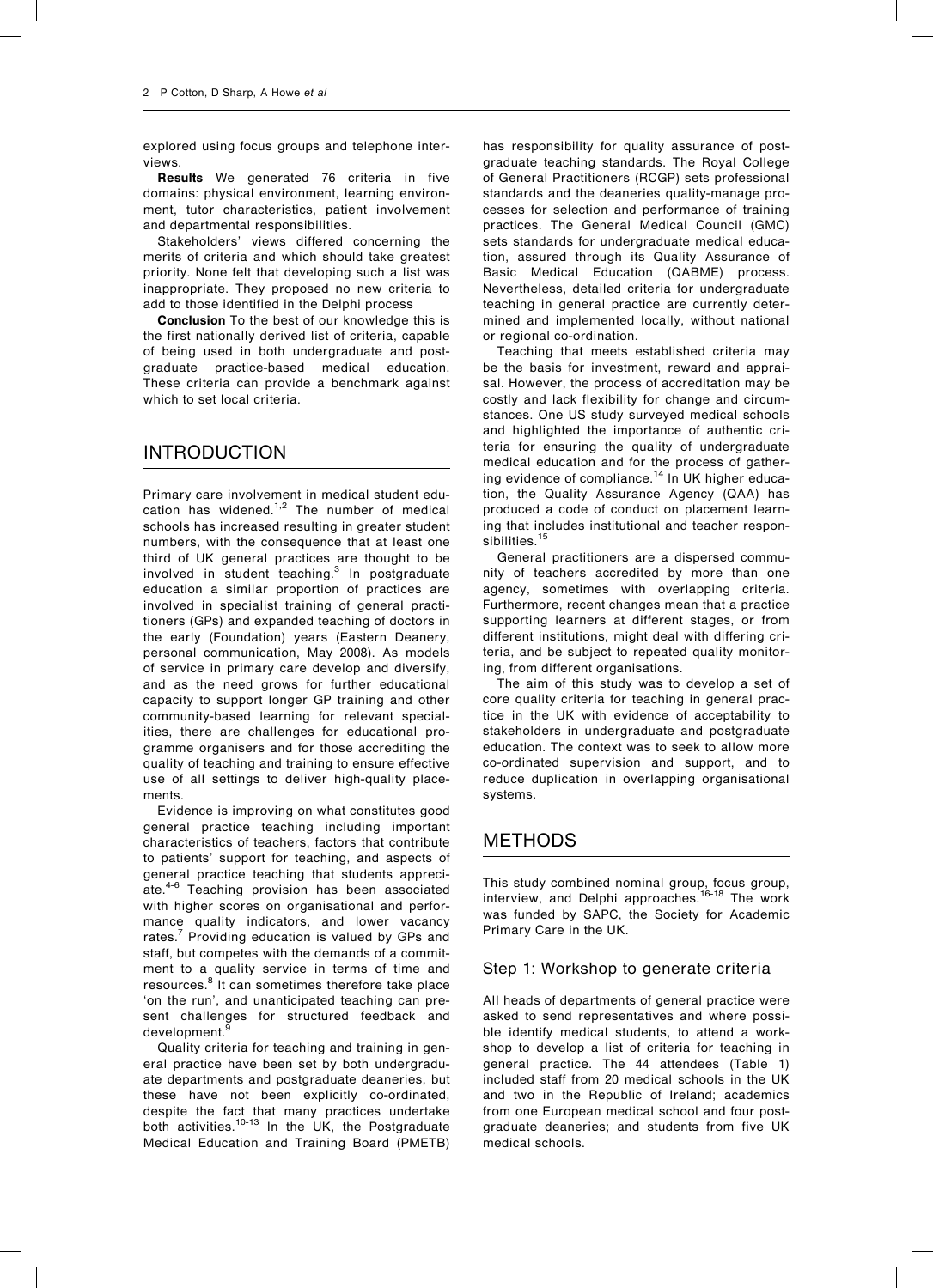explored using focus groups and telephone interviews.

**Results** We generated 76 criteria in five domains: physical environment, learning environment, tutor characteristics, patient involvement and departmental responsibilities.

Stakeholders' views differed concerning the merits of criteria and which should take greatest priority. None felt that developing such a list was inappropriate. They proposed no new criteria to add to those identified in the Delphi process

**Conclusion** To the best of our knowledge this is the first nationally derived list of criteria, capable of being used in both undergraduate and postgraduate practice-based medical education. These criteria can provide a benchmark against which to set local criteria.

## INTRODUCTION

Primary care involvement in medical student education has widened.[1,2] The number of medical schools has increased resulting in greater student numbers, with the consequence that at least one third of UK general practices are thought to be involved in student teaching.[3] In postgraduate education a similar proportion of practices are involved in specialist training of general practitioners (GPs) and expanded teaching of doctors in the early (Foundation) years (Eastern Deanery, personal communication, May 2008). As models of service in primary care develop and diversify, and as the need grows for further educational capacity to support longer GP training and other community-based learning for relevant specialities, there are challenges for educational programme organisers and for those accrediting the quality of teaching and training to ensure effective use of all settings to deliver high-quality placements.

Evidence is improving on what constitutes good general practice teaching including important characteristics of teachers, factors that contribute to patients' support for teaching, and aspects of general practice teaching that students appreciate.[4-6] Teaching provision has been associated with higher scores on organisational and performance quality indicators, and lower vacancy rates.[7] Providing education is valued by GPs and staff, but competes with the demands of a commitment to a quality service in terms of time and resources.[8] It can sometimes therefore take place 'on the run', and unanticipated teaching can present challenges for structured feedback and development.[9]

Quality criteria for teaching and training in general practice have been set by both undergraduate departments and postgraduate deaneries, but these have not been explicitly co-ordinated, despite the fact that many practices undertake both activities.[10-13] In the UK, the Postgraduate Medical Education and Training Board (PMETB) has responsibility for quality assurance of postgraduate teaching standards. The Royal College of General Practitioners (RCGP) sets professional standards and the deaneries quality-manage processes for selection and performance of training practices. The General Medical Council (GMC) sets standards for undergraduate medical education, assured through its Quality Assurance of Basic Medical Education (QABME) process. Nevertheless, detailed criteria for undergraduate teaching in general practice are currently determined and implemented locally, without national or regional co-ordination.

Teaching that meets established criteria may be the basis for investment, reward and appraisal. However, the process of accreditation may be costly and lack flexibility for change and circumstances. One US study surveyed medical schools and highlighted the importance of authentic criteria for ensuring the quality of undergraduate medical education and for the process of gathering evidence of compliance.[14] In UK higher education, the Quality Assurance Agency (QAA) has produced a code of conduct on placement learning that includes institutional and teacher responsibilities.[15]

General practitioners are a dispersed community of teachers accredited by more than one agency, sometimes with overlapping criteria. Furthermore, recent changes mean that a practice supporting learners at different stages, or from different institutions, might deal with differing criteria, and be subject to repeated quality monitoring, from different organisations.

The aim of this study was to develop a set of core quality criteria for teaching in general practice in the UK with evidence of acceptability to stakeholders in undergraduate and postgraduate education. The context was to seek to allow more co-ordinated supervision and support, and to reduce duplication in overlapping organisational systems.

## METHODS

This study combined nominal group, focus group, interview, and Delphi approaches.[16-18] The work was funded by SAPC, the Society for Academic Primary Care in the UK.

### Step 1: Workshop to generate criteria

All heads of departments of general practice were asked to send representatives and where possible identify medical students, to attend a workshop to develop a list of criteria for teaching in general practice. The 44 attendees (Table 1) included staff from 20 medical schools in the UK and two in the Republic of Ireland; academics from one European medical school and four postgraduate deaneries; and students from five UK medical schools.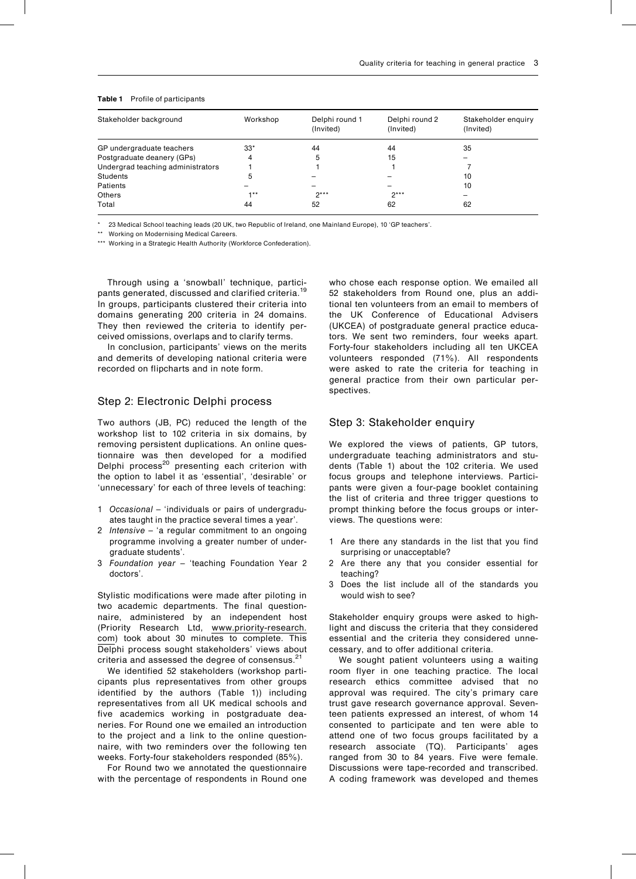**Table 1** Profile of participants

| Stakeholder background | Workshop | Delphi round 1 (Invited) | Delphi round 2 (Invited) | Stakeholder enquiry (Invited) |
|---|---|---|---|---|
| GP undergraduate teachers | 33* | 44 | 44 | 35 |
| Postgraduate deanery (GPs) | 4 | 5 | 15 | – |
| Undergrad teaching administrators | 1 | 1 | 1 | 7 |
| Students | 5 | – | – | 10 |
| Patients | – | – | – | 10 |
| Others | 1** | 2*** | 2*** | – |
| Total | 44 | 52 | 62 | 62 |

\* 23 Medical School teaching leads (20 UK, two Republic of Ireland, one Mainland Europe), 10 'GP teachers'.

\*\* Working on Modernising Medical Careers.

\*\*\* Working in a Strategic Health Authority (Workforce Confederation).

Through using a 'snowball' technique, participants generated, discussed and clarified criteria.[19] In groups, participants clustered their criteria into domains generating 200 criteria in 24 domains. They then reviewed the criteria to identify perceived omissions, overlaps and to clarify terms.

In conclusion, participants' views on the merits and demerits of developing national criteria were recorded on flipcharts and in note form.

## Step 2: Electronic Delphi process

Two authors (JB, PC) reduced the length of the workshop list to 102 criteria in six domains, by removing persistent duplications. An online questionnaire was then developed for a modified Delphi process[20] presenting each criterion with the option to label it as 'essential', 'desirable' or 'unnecessary' for each of three levels of teaching:

1. *Occasional* – 'individuals or pairs of undergraduates taught in the practice several times a year'.
2. *Intensive* – 'a regular commitment to an ongoing programme involving a greater number of undergraduate students'.
3. *Foundation year* – 'teaching Foundation Year 2 doctors'.

Stylistic modifications were made after piloting in two academic departments. The final questionnaire, administered by an independent host (Priority Research Ltd, www.priority-research.com) took about 30 minutes to complete. This Delphi process sought stakeholders' views about criteria and assessed the degree of consensus.[21]

We identified 52 stakeholders (workshop participants plus representatives from other groups identified by the authors (Table 1)) including representatives from all UK medical schools and five academics working in postgraduate deaneries. For Round one we emailed an introduction to the project and a link to the online questionnaire, with two reminders over the following ten weeks. Forty-four stakeholders responded (85%).

For Round two we annotated the questionnaire with the percentage of respondents in Round one who chose each response option. We emailed all 52 stakeholders from Round one, plus an additional ten volunteers from an email to members of the UK Conference of Educational Advisers (UKCEA) of postgraduate general practice educators. We sent two reminders, four weeks apart. Forty-four stakeholders including all ten UKCEA volunteers responded (71%). All respondents were asked to rate the criteria for teaching in general practice from their own particular perspectives.

## Step 3: Stakeholder enquiry

We explored the views of patients, GP tutors, undergraduate teaching administrators and students (Table 1) about the 102 criteria. We used focus groups and telephone interviews. Participants were given a four-page booklet containing the list of criteria and three trigger questions to prompt thinking before the focus groups or interviews. The questions were:

1. Are there any standards in the list that you find surprising or unacceptable?
2. Are there any that you consider essential for teaching?
3. Does the list include all of the standards you would wish to see?

Stakeholder enquiry groups were asked to highlight and discuss the criteria that they considered essential and the criteria they considered unnecessary, and to offer additional criteria.

We sought patient volunteers using a waiting room flyer in one teaching practice. The local research ethics committee advised that no approval was required. The city's primary care trust gave research governance approval. Seventeen patients expressed an interest, of whom 14 consented to participate and ten were able to attend one of two focus groups facilitated by a research associate (TQ). Participants' ages ranged from 30 to 84 years. Five were female. Discussions were tape-recorded and transcribed. A coding framework was developed and themes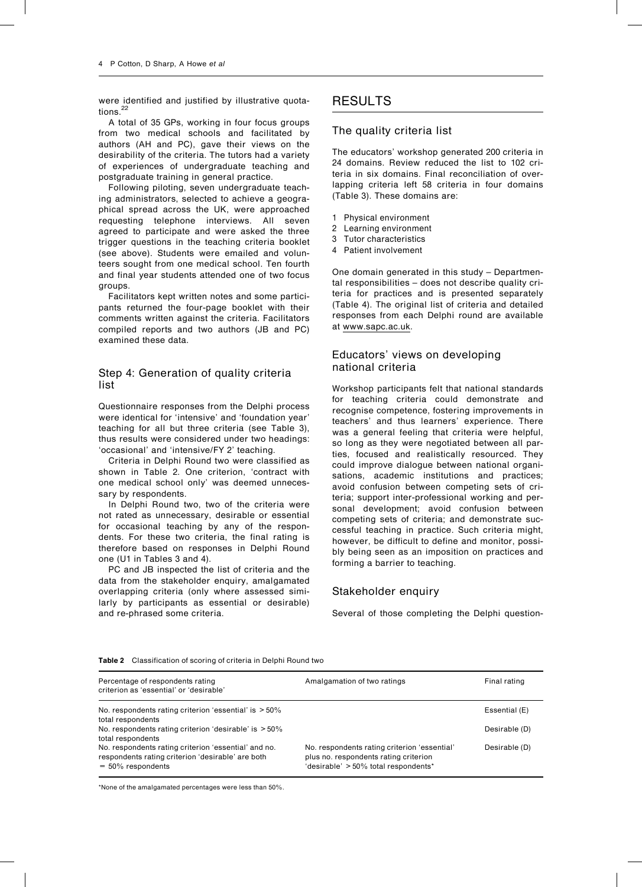were identified and justified by illustrative quotations.[22]

A total of 35 GPs, working in four focus groups from two medical schools and facilitated by authors (AH and PC), gave their views on the desirability of the criteria. The tutors had a variety of experiences of undergraduate teaching and postgraduate training in general practice.

Following piloting, seven undergraduate teaching administrators, selected to achieve a geographical spread across the UK, were approached requesting telephone interviews. All seven agreed to participate and were asked the three trigger questions in the teaching criteria booklet (see above). Students were emailed and volunteers sought from one medical school. Ten fourth and final year students attended one of two focus groups.

Facilitators kept written notes and some participants returned the four-page booklet with their comments written against the criteria. Facilitators compiled reports and two authors (JB and PC) examined these data.

### Step 4: Generation of quality criteria list

Questionnaire responses from the Delphi process were identical for 'intensive' and 'foundation year' teaching for all but three criteria (see Table 3), thus results were considered under two headings: 'occasional' and 'intensive/FY 2' teaching.

Criteria in Delphi Round two were classified as shown in Table 2. One criterion, 'contract with one medical school only' was deemed unnecessary by respondents.

In Delphi Round two, two of the criteria were not rated as unnecessary, desirable or essential for occasional teaching by any of the respondents. For these two criteria, the final rating is therefore based on responses in Delphi Round one (U1 in Tables 3 and 4).

PC and JB inspected the list of criteria and the data from the stakeholder enquiry, amalgamated overlapping criteria (only where assessed similarly by participants as essential or desirable) and re-phrased some criteria.

## RESULTS

### The quality criteria list

The educators' workshop generated 200 criteria in 24 domains. Review reduced the list to 102 criteria in six domains. Final reconciliation of overlapping criteria left 58 criteria in four domains (Table 3). These domains are:

1. Physical environment
2. Learning environment
3. Tutor characteristics
4. Patient involvement

One domain generated in this study – Departmental responsibilities – does not describe quality criteria for practices and is presented separately (Table 4). The original list of criteria and detailed responses from each Delphi round are available at www.sapc.ac.uk.

### Educators' views on developing national criteria

Workshop participants felt that national standards for teaching criteria could demonstrate and recognise competence, fostering improvements in teachers' and thus learners' experience. There was a general feeling that criteria were helpful, so long as they were negotiated between all parties, focused and realistically resourced. They could improve dialogue between national organisations, academic institutions and practices; avoid confusion between competing sets of criteria; support inter-professional working and personal development; avoid confusion between competing sets of criteria; and demonstrate successful teaching in practice. Such criteria might, however, be difficult to define and monitor, possibly being seen as an imposition on practices and forming a barrier to teaching.

### Stakeholder enquiry

Several of those completing the Delphi question-

**Table 2** Classification of scoring of criteria in Delphi Round two

| Percentage of respondents rating criterion as 'essential' or 'desirable' | Amalgamation of two ratings | Final rating |
|---|---|---|
| No. respondents rating criterion 'essential' is > 50% total respondents | | Essential (E) |
| No. respondents rating criterion 'desirable' is > 50% total respondents | | Desirable (D) |
| No. respondents rating criterion 'essential' and no. respondents rating criterion 'desirable' are both = 50% respondents | No. respondents rating criterion 'essential' plus no. respondents rating criterion 'desirable' > 50% total respondents* | Desirable (D) |

*None of the amalgamated percentages were less than 50%.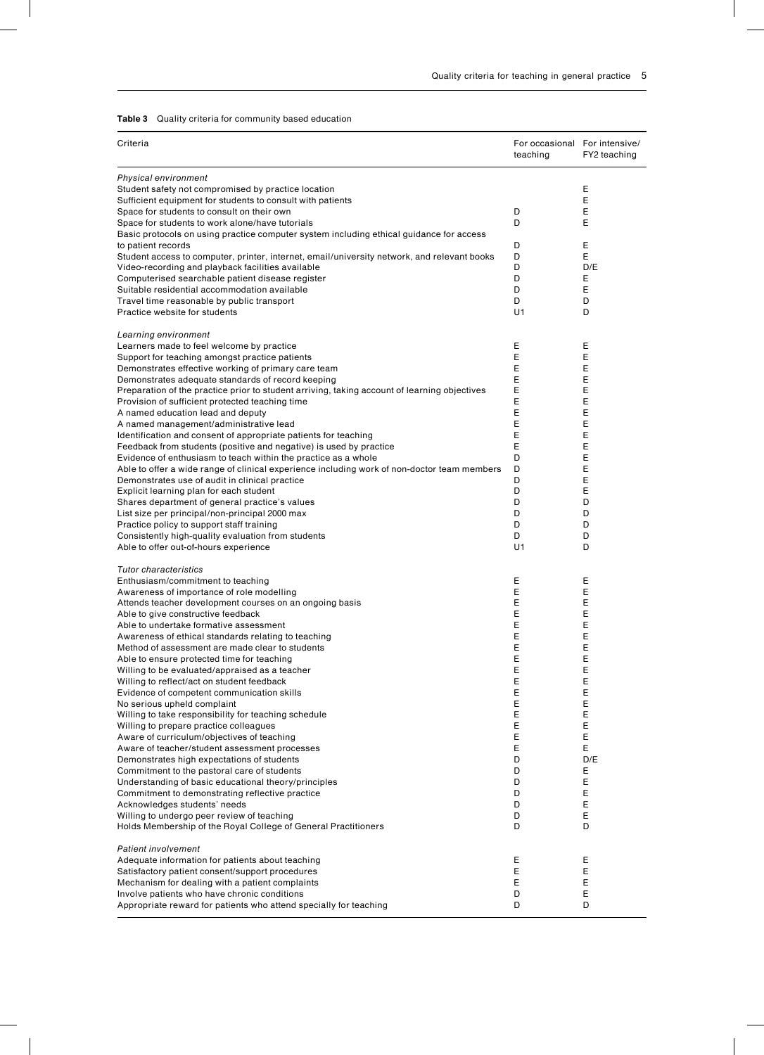**Table 3** Quality criteria for community based education

| Criteria | For occasional teaching | For intensive/ FY2 teaching |
|---|---|---|
| *Physical environment* | | |
| Student safety not compromised by practice location | | E |
| Sufficient equipment for students to consult with patients | | E |
| Space for students to consult on their own | D | E |
| Space for students to work alone/have tutorials | D | E |
| Basic protocols on using practice computer system including ethical guidance for access to patient records | D | E |
| Student access to computer, printer, internet, email/university network, and relevant books | D | E |
| Video-recording and playback facilities available | D | D/E |
| Computerised searchable patient disease register | D | E |
| Suitable residential accommodation available | D | E |
| Travel time reasonable by public transport | D | D |
| Practice website for students | U1 | D |
| *Learning environment* | | |
| Learners made to feel welcome by practice | E | E |
| Support for teaching amongst practice patients | E | E |
| Demonstrates effective working of primary care team | E | E |
| Demonstrates adequate standards of record keeping | E | E |
| Preparation of the practice prior to student arriving, taking account of learning objectives | E | E |
| Provision of sufficient protected teaching time | E | E |
| A named education lead and deputy | E | E |
| A named management/administrative lead | E | E |
| Identification and consent of appropriate patients for teaching | E | E |
| Feedback from students (positive and negative) is used by practice | E | E |
| Evidence of enthusiasm to teach within the practice as a whole | D | E |
| Able to offer a wide range of clinical experience including work of non-doctor team members | D | E |
| Demonstrates use of audit in clinical practice | D | E |
| Explicit learning plan for each student | D | E |
| Shares department of general practice's values | D | D |
| List size per principal/non-principal 2000 max | D | D |
| Practice policy to support staff training | D | D |
| Consistently high-quality evaluation from students | D | D |
| Able to offer out-of-hours experience | U1 | D |
| *Tutor characteristics* | | |
| Enthusiasm/commitment to teaching | E | E |
| Awareness of importance of role modelling | E | E |
| Attends teacher development courses on an ongoing basis | E | E |
| Able to give constructive feedback | E | E |
| Able to undertake formative assessment | E | E |
| Awareness of ethical standards relating to teaching | E | E |
| Method of assessment are made clear to students | E | E |
| Able to ensure protected time for teaching | E | E |
| Willing to be evaluated/appraised as a teacher | E | E |
| Willing to reflect/act on student feedback | E | E |
| Evidence of competent communication skills | E | E |
| No serious upheld complaint | E | E |
| Willing to take responsibility for teaching schedule | E | E |
| Willing to prepare practice colleagues | E | E |
| Aware of curriculum/objectives of teaching | E | E |
| Aware of teacher/student assessment processes | E | E |
| Demonstrates high expectations of students | D | D/E |
| Commitment to the pastoral care of students | D | E |
| Understanding of basic educational theory/principles | D | E |
| Commitment to demonstrating reflective practice | D | E |
| Acknowledges students' needs | D | E |
| Willing to undergo peer review of teaching | D | E |
| Holds Membership of the Royal College of General Practitioners | D | D |
| *Patient involvement* | | |
| Adequate information for patients about teaching | E | E |
| Satisfactory patient consent/support procedures | E | E |
| Mechanism for dealing with a patient complaints | E | E |
| Involve patients who have chronic conditions | D | E |
| Appropriate reward for patients who attend specially for teaching | D | D |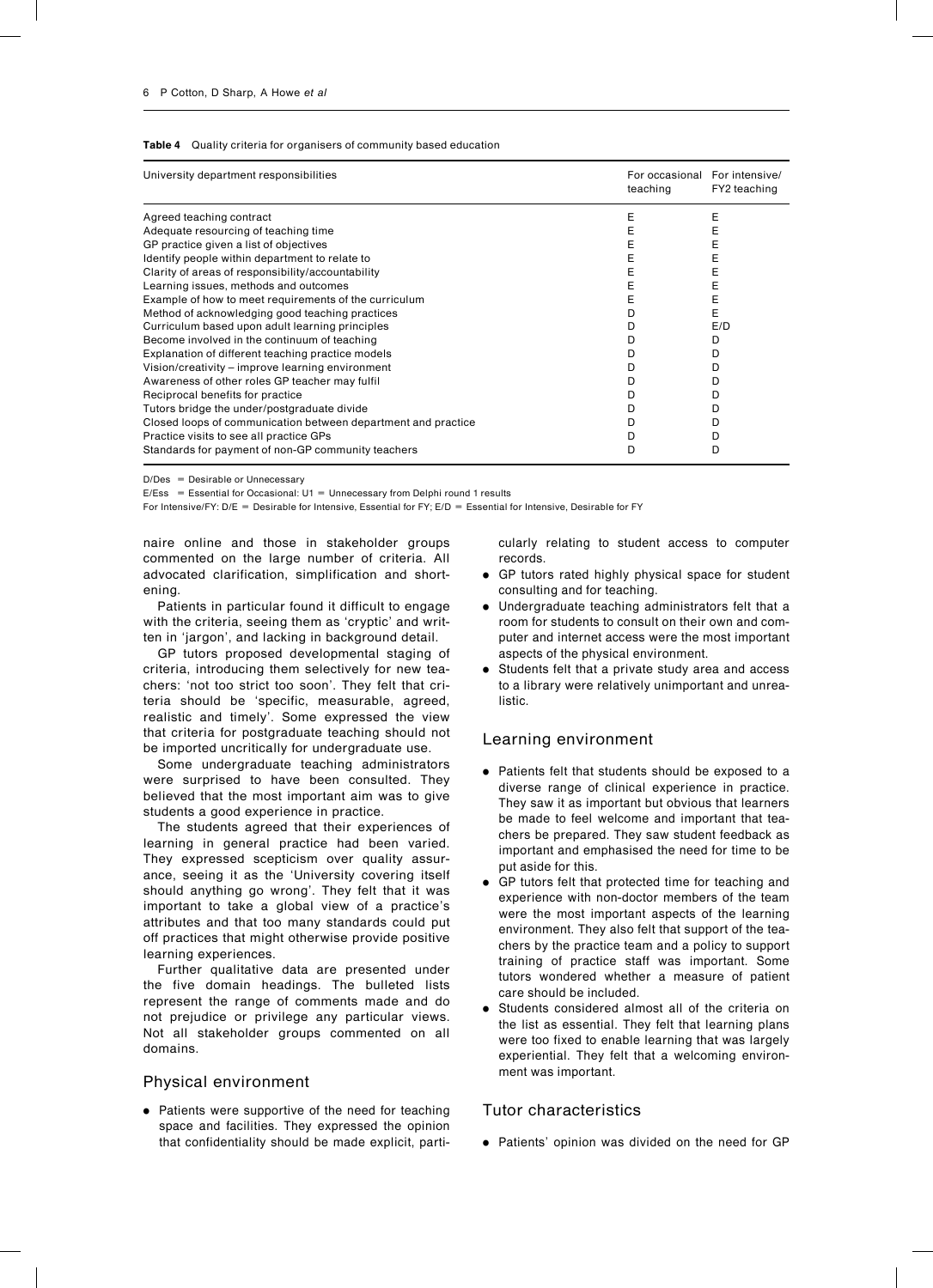**Table 4** Quality criteria for organisers of community based education

| University department responsibilities | For occasional teaching | For intensive/ FY2 teaching |
|---|---|---|
| Agreed teaching contract | E | E |
| Adequate resourcing of teaching time | E | E |
| GP practice given a list of objectives | E | E |
| Identify people within department to relate to | E | E |
| Clarity of areas of responsibility/accountability | E | E |
| Learning issues, methods and outcomes | E | E |
| Example of how to meet requirements of the curriculum | E | E |
| Method of acknowledging good teaching practices | D | E |
| Curriculum based upon adult learning principles | D | E/D |
| Become involved in the continuum of teaching | D | D |
| Explanation of different teaching practice models | D | D |
| Vision/creativity – improve learning environment | D | D |
| Awareness of other roles GP teacher may fulfil | D | D |
| Reciprocal benefits for practice | D | D |
| Tutors bridge the under/postgraduate divide | D | D |
| Closed loops of communication between department and practice | D | D |
| Practice visits to see all practice GPs | D | D |
| Standards for payment of non-GP community teachers | D | D |

D/Des = Desirable or Unnecessary
E/Ess = Essential for Occasional: U1 = Unnecessary from Delphi round 1 results
For Intensive/FY: D/E = Desirable for Intensive, Essential for FY; E/D = Essential for Intensive, Desirable for FY

naire online and those in stakeholder groups commented on the large number of criteria. All advocated clarification, simplification and shortening.

Patients in particular found it difficult to engage with the criteria, seeing them as 'cryptic' and written in 'jargon', and lacking in background detail.

GP tutors proposed developmental staging of criteria, introducing them selectively for new teachers: 'not too strict too soon'. They felt that criteria should be 'specific, measurable, agreed, realistic and timely'. Some expressed the view that criteria for postgraduate teaching should not be imported uncritically for undergraduate use.

Some undergraduate teaching administrators were surprised to have been consulted. They believed that the most important aim was to give students a good experience in practice.

The students agreed that their experiences of learning in general practice had been varied. They expressed scepticism over quality assurance, seeing it as the 'University covering itself should anything go wrong'. They felt that it was important to take a global view of a practice's attributes and that too many standards could put off practices that might otherwise provide positive learning experiences.

Further qualitative data are presented under the five domain headings. The bulleted lists represent the range of comments made and do not prejudice or privilege any particular views. Not all stakeholder groups commented on all domains.

## Physical environment

- Patients were supportive of the need for teaching space and facilities. They expressed the opinion that confidentiality should be made explicit, particularly relating to student access to computer records.
- GP tutors rated highly physical space for student consulting and for teaching.
- Undergraduate teaching administrators felt that a room for students to consult on their own and computer and internet access were the most important aspects of the physical environment.
- Students felt that a private study area and access to a library were relatively unimportant and unrealistic.

## Learning environment

- Patients felt that students should be exposed to a diverse range of clinical experience in practice. They saw it as important but obvious that learners be made to feel welcome and important that teachers be prepared. They saw student feedback as important and emphasised the need for time to be put aside for this.
- GP tutors felt that protected time for teaching and experience with non-doctor members of the team were the most important aspects of the learning environment. They also felt that support of the teachers by the practice team and a policy to support training of practice staff was important. Some tutors wondered whether a measure of patient care should be included.
- Students considered almost all of the criteria on the list as essential. They felt that learning plans were too fixed to enable learning that was largely experiential. They felt that a welcoming environment was important.

## Tutor characteristics

- Patients' opinion was divided on the need for GP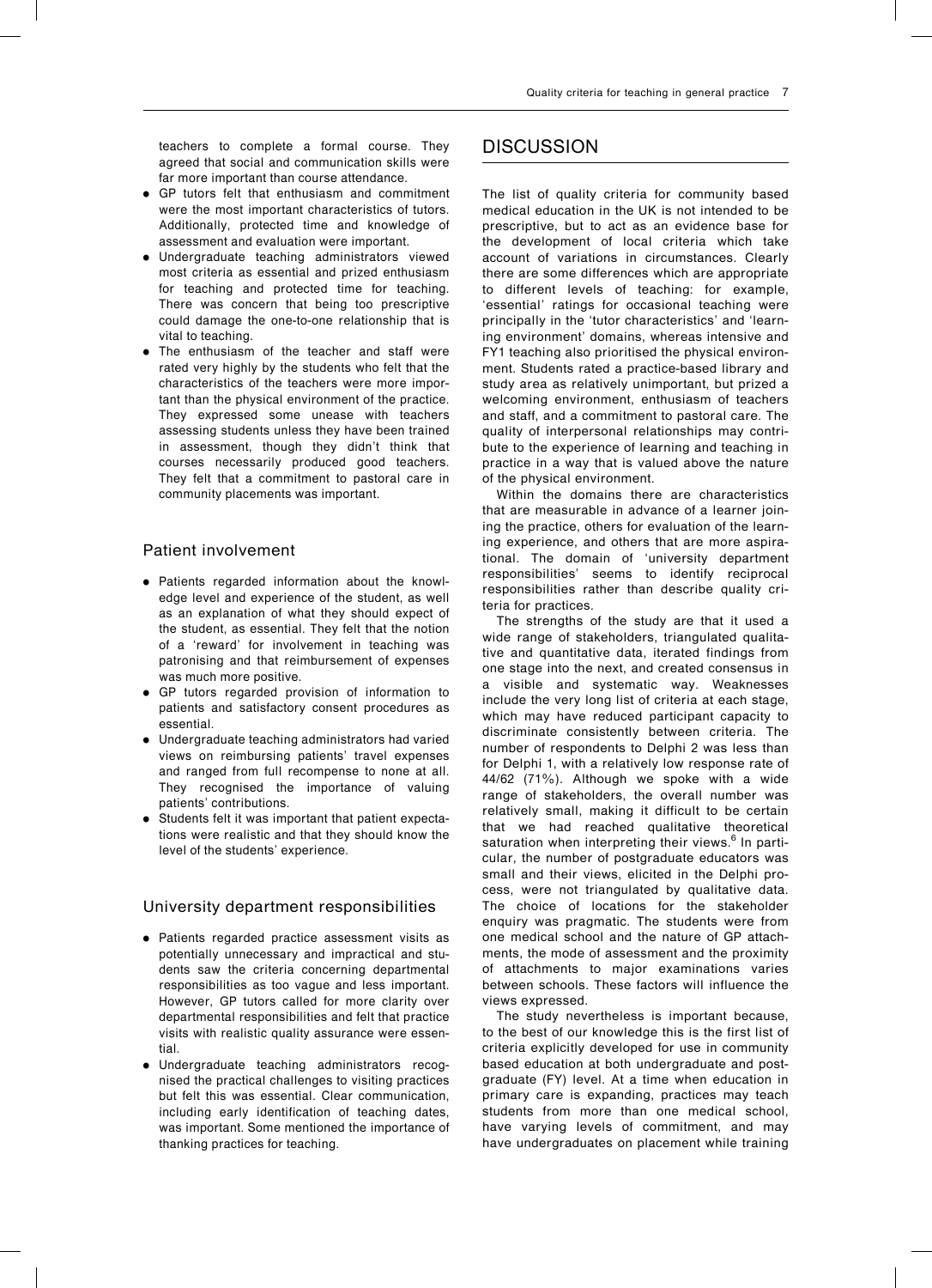teachers to complete a formal course. They agreed that social and communication skills were far more important than course attendance.
- GP tutors felt that enthusiasm and commitment were the most important characteristics of tutors. Additionally, protected time and knowledge of assessment and evaluation were important.
- Undergraduate teaching administrators viewed most criteria as essential and prized enthusiasm for teaching and protected time for teaching. There was concern that being too prescriptive could damage the one-to-one relationship that is vital to teaching.
- The enthusiasm of the teacher and staff were rated very highly by the students who felt that the characteristics of the teachers were more important than the physical environment of the practice. They expressed some unease with teachers assessing students unless they have been trained in assessment, though they didn't think that courses necessarily produced good teachers. They felt that a commitment to pastoral care in community placements was important.

### Patient involvement

- Patients regarded information about the knowledge level and experience of the student, as well as an explanation of what they should expect of the student, as essential. They felt that the notion of a 'reward' for involvement in teaching was patronising and that reimbursement of expenses was much more positive.
- GP tutors regarded provision of information to patients and satisfactory consent procedures as essential.
- Undergraduate teaching administrators had varied views on reimbursing patients' travel expenses and ranged from full recompense to none at all. They recognised the importance of valuing patients' contributions.
- Students felt it was important that patient expectations were realistic and that they should know the level of the students' experience.

### University department responsibilities

- Patients regarded practice assessment visits as potentially unnecessary and impractical and students saw the criteria concerning departmental responsibilities as too vague and less important. However, GP tutors called for more clarity over departmental responsibilities and felt that practice visits with realistic quality assurance were essential.
- Undergraduate teaching administrators recognised the practical challenges to visiting practices but felt this was essential. Clear communication, including early identification of teaching dates, was important. Some mentioned the importance of thanking practices for teaching.

## DISCUSSION

The list of quality criteria for community based medical education in the UK is not intended to be prescriptive, but to act as an evidence base for the development of local criteria which take account of variations in circumstances. Clearly there are some differences which are appropriate to different levels of teaching: for example, 'essential' ratings for occasional teaching were principally in the 'tutor characteristics' and 'learning environment' domains, whereas intensive and FY1 teaching also prioritised the physical environment. Students rated a practice-based library and study area as relatively unimportant, but prized a welcoming environment, enthusiasm of teachers and staff, and a commitment to pastoral care. The quality of interpersonal relationships may contribute to the experience of learning and teaching in practice in a way that is valued above the nature of the physical environment.

Within the domains there are characteristics that are measurable in advance of a learner joining the practice, others for evaluation of the learning experience, and others that are more aspirational. The domain of 'university department responsibilities' seems to identify reciprocal responsibilities rather than describe quality criteria for practices.

The strengths of the study are that it used a wide range of stakeholders, triangulated qualitative and quantitative data, iterated findings from one stage into the next, and created consensus in a visible and systematic way. Weaknesses include the very long list of criteria at each stage, which may have reduced participant capacity to discriminate consistently between criteria. The number of respondents to Delphi 2 was less than for Delphi 1, with a relatively low response rate of 44/62 (71%). Although we spoke with a wide range of stakeholders, the overall number was relatively small, making it difficult to be certain that we had reached qualitative theoretical saturation when interpreting their views.[6] In particular, the number of postgraduate educators was small and their views, elicited in the Delphi process, were not triangulated by qualitative data. The choice of locations for the stakeholder enquiry was pragmatic. The students were from one medical school and the nature of GP attachments, the mode of assessment and the proximity of attachments to major examinations varies between schools. These factors will influence the views expressed.

The study nevertheless is important because, to the best of our knowledge this is the first list of criteria explicitly developed for use in community based education at both undergraduate and postgraduate (FY) level. At a time when education in primary care is expanding, practices may teach students from more than one medical school, have varying levels of commitment, and may have undergraduates on placement while training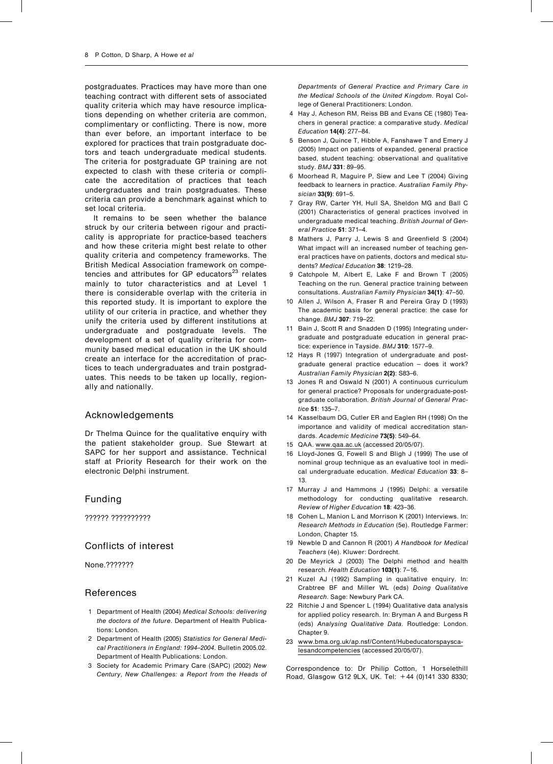postgraduates. Practices may have more than one teaching contract with different sets of associated quality criteria which may have resource implications depending on whether criteria are common, complimentary or conflicting. There is now, more than ever before, an important interface to be explored for practices that train postgraduate doctors and teach undergraduate medical students. The criteria for postgraduate GP training are not expected to clash with these criteria or complicate the accreditation of practices that teach undergraduates and train postgraduates. These criteria can provide a benchmark against which to set local criteria.

It remains to be seen whether the balance struck by our criteria between rigour and practicality is appropriate for practice-based teachers and how these criteria might best relate to other quality criteria and competency frameworks. The British Medical Association framework on competencies and attributes for GP educators[23] relates mainly to tutor characteristics and at Level 1 there is considerable overlap with the criteria in this reported study. It is important to explore the utility of our criteria in practice, and whether they unify the criteria used by different institutions at undergraduate and postgraduate levels. The development of a set of quality criteria for community based medical education in the UK should create an interface for the accreditation of practices to teach undergraduates and train postgraduates. This needs to be taken up locally, regionally and nationally.

## Acknowledgements

Dr Thelma Quince for the qualitative enquiry with the patient stakeholder group. Sue Stewart at SAPC for her support and assistance. Technical staff at Priority Research for their work on the electronic Delphi instrument.

## Funding

?????? ??????????

## Conflicts of interest

None.???????

## References

1. Department of Health (2004) *Medical Schools: delivering the doctors of the future*. Department of Health Publications: London.
2. Department of Health (2005) *Statistics for General Medical Practitioners in England: 1994–2004*. Bulletin 2005.02. Department of Health Publications: London.
3. Society for Academic Primary Care (SAPC) (2002) *New Century, New Challenges: a Report from the Heads of Departments of General Practice and Primary Care in the Medical Schools of the United Kingdom*. Royal College of General Practitioners: London.
4. Hay J, Acheson RM, Reiss BB and Evans CE (1980) Teachers in general practice: a comparative study. *Medical Education* **14(4)**: 277–84.
5. Benson J, Quince T, Hibble A, Fanshawe T and Emery J (2005) Impact on patients of expanded, general practice based, student teaching: observational and qualitative study. *BMJ* **331**: 89–95.
6. Moorhead R, Maguire P, Siew and Lee T (2004) Giving feedback to learners in practice. *Australian Family Physician* **33(9)**: 691–5.
7. Gray RW, Carter YH, Hull SA, Sheldon MG and Ball C (2001) Characteristics of general practices involved in undergraduate medical teaching. *British Journal of General Practice* **51**: 371–4.
8. Mathers J, Parry J, Lewis S and Greenfield S (2004) What impact will an increased number of teaching general practices have on patients, doctors and medical students? *Medical Education* **38**: 1219–28.
9. Catchpole M, Albert E, Lake F and Brown T (2005) Teaching on the run. General practice training between consultations. *Australian Family Physician* **34(1)**: 47–50.
10. Allen J, Wilson A, Fraser R and Pereira Gray D (1993) The academic basis for general practice: the case for change. *BMJ* **307**: 719–22.
11. Bain J, Scott R and Snadden D (1995) Integrating undergraduate and postgraduate education in general practice: experience in Tayside. *BMJ* **310**: 1577–9.
12. Hays R (1997) Integration of undergraduate and postgraduate general practice education – does it work? *Australian Family Physician* **2(2)**: S83–6.
13. Jones R and Oswald N (2001) A continuous curriculum for general practice? Proposals for undergraduate-postgraduate collaboration. *British Journal of General Practice* **51**: 135–7.
14. Kasselbaum DG, Cutler ER and Eaglen RH (1998) On the importance and validity of medical accreditation standards. *Academic Medicine* **73(5)**: 549–64.
15. QAA. www.qaa.ac.uk (accessed 20/05/07).
16. Lloyd-Jones G, Fowell S and Bligh J (1999) The use of nominal group technique as an evaluative tool in medical undergraduate education. *Medical Education* **33**: 8–13.
17. Murray J and Hammons J (1995) Delphi: a versatile methodology for conducting qualitative research. *Review of Higher Education* **18**: 423–36.
18. Cohen L, Manion L and Morrison K (2001) Interviews. In: *Research Methods in Education* (5e). Routledge Farmer: London, Chapter 15.
19. Newble D and Cannon R (2001) *A Handbook for Medical Teachers* (4e). Kluwer: Dordrecht.
20. De Meyrick J (2003) The Delphi method and health research. *Health Education* **103(1)**: 7–16.
21. Kuzel AJ (1992) Sampling in qualitative enquiry. In: Crabtree BF and Miller WL (eds) *Doing Qualitative Research*. Sage: Newbury Park CA.
22. Ritchie J and Spencer L (1994) Qualitative data analysis for applied policy research. In: Bryman A and Burgess R (eds) *Analysing Qualitative Data*. Routledge: London. Chapter 9.
23. www.bma.org.uk/ap.nsf/Content/Hubeducatorspayscalesandcompetencies (accessed 20/05/07).

Correspondence to: Dr Philip Cotton, 1 Horselethill Road, Glasgow G12 9LX, UK. Tel: +44 (0)141 330 8330;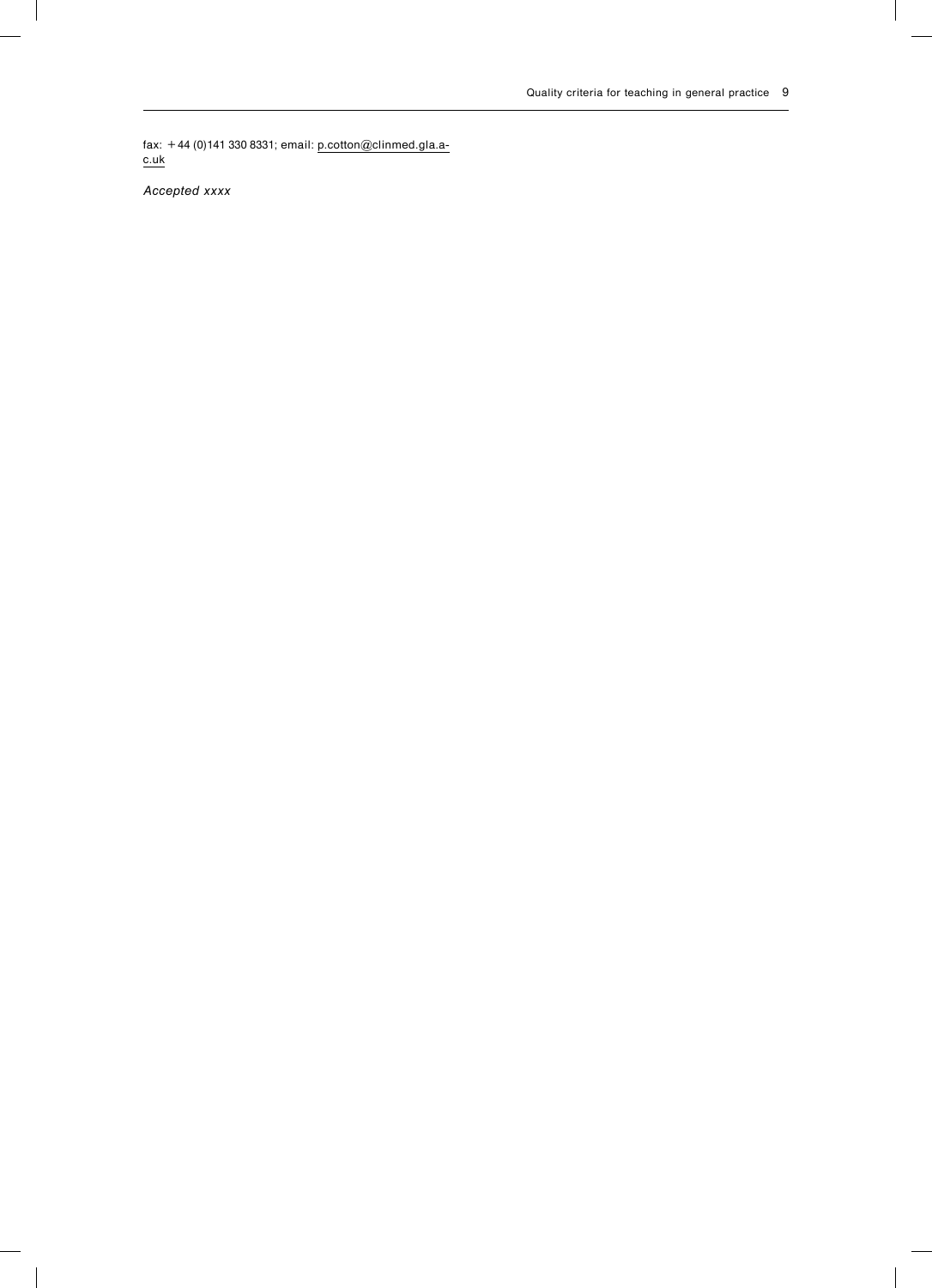fax: +44 (0)141 330 8331; email: p.cotton@clinmed.gla.ac.uk

*Accepted xxxx*